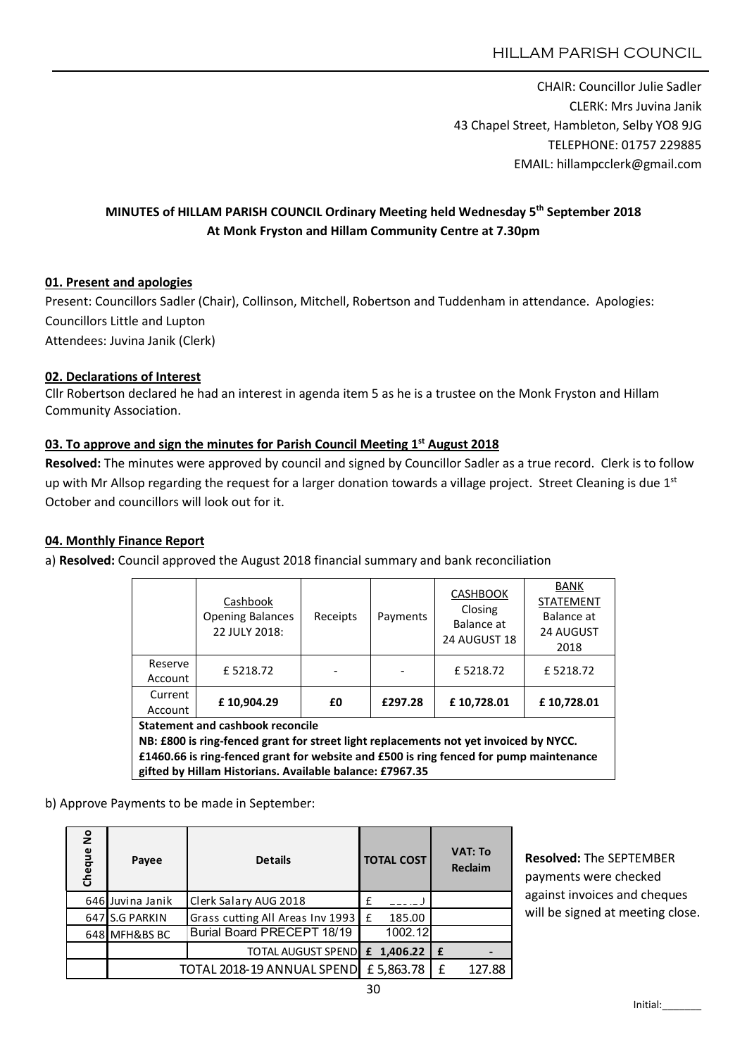HILLAM PARISH COUNCIL

CHAIR: Councillor Julie Sadler
CLERK: Mrs Juvina Janik
43 Chapel Street, Hambleton, Selby YO8 9JG
TELEPHONE: 01757 229885
EMAIL: hillampcclerk@gmail.com

**MINUTES of HILLAM PARISH COUNCIL Ordinary Meeting held Wednesday 5th September 2018**
**At Monk Fryston and Hillam Community Centre at 7.30pm**

## 01. Present and apologies

Present: Councillors Sadler (Chair), Collinson, Mitchell, Robertson and Tuddenham in attendance. Apologies: Councillors Little and Lupton
Attendees: Juvina Janik (Clerk)

## 02. Declarations of Interest

Cllr Robertson declared he had an interest in agenda item 5 as he is a trustee on the Monk Fryston and Hillam Community Association.

## 03. To approve and sign the minutes for Parish Council Meeting 1st August 2018

**Resolved:** The minutes were approved by council and signed by Councillor Sadler as a true record. Clerk is to follow up with Mr Allsop regarding the request for a larger donation towards a village project. Street Cleaning is due 1st October and councillors will look out for it.

## 04. Monthly Finance Report

a) **Resolved:** Council approved the August 2018 financial summary and bank reconciliation

| | Cashbook Opening Balances 22 JULY 2018: | Receipts | Payments | CASHBOOK Closing Balance at 24 AUGUST 18 | BANK STATEMENT Balance at 24 AUGUST 2018 |
|---|---|---|---|---|---|
| Reserve Account | £ 5218.72 | - | - | £ 5218.72 | £ 5218.72 |
| Current Account | **£ 10,904.29** | **£0** | **£297.28** | **£ 10,728.01** | **£ 10,728.01** |

**Statement and cashbook reconcile**
**NB: £800 is ring-fenced grant for street light replacements not yet invoiced by NYCC.**
**£1460.66 is ring-fenced grant for website and £500 is ring fenced for pump maintenance gifted by Hillam Historians. Available balance: £7967.35**

b) Approve Payments to be made in September:

| Cheque No | Payee | Details | TOTAL COST | VAT: To Reclaim |
|---|---|---|---|---|
| 646 | Juvina Janik | Clerk Salary AUG 2018 | £ | |
| 647 | S.G PARKIN | Grass cutting All Areas Inv 1993 | £ 185.00 | |
| 648 | MFH&BS BC | Burial Board PRECEPT 18/19 | 1002.12 | |
| | | TOTAL AUGUST SPEND | **£ 1,406.22** | **£ -** |
| | | TOTAL 2018-19 ANNUAL SPEND | £ 5,863.78 | £ 127.88 |

**Resolved:** The SEPTEMBER payments were checked against invoices and cheques will be signed at meeting close.

Initial:_______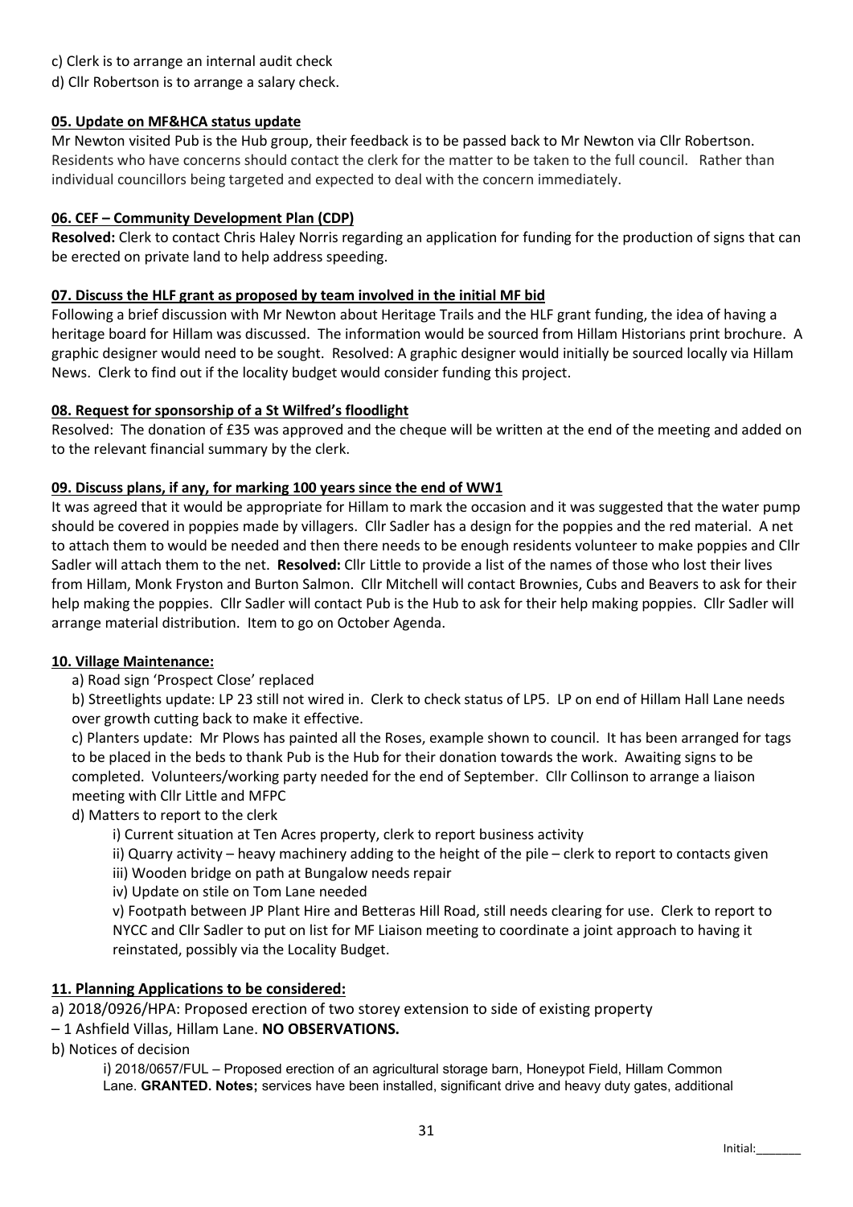c) Clerk is to arrange an internal audit check

d) Cllr Robertson is to arrange a salary check.

### 05. Update on MF&HCA status update

Mr Newton visited Pub is the Hub group, their feedback is to be passed back to Mr Newton via Cllr Robertson. Residents who have concerns should contact the clerk for the matter to be taken to the full council. Rather than individual councillors being targeted and expected to deal with the concern immediately.

### 06. CEF – Community Development Plan (CDP)

**Resolved:** Clerk to contact Chris Haley Norris regarding an application for funding for the production of signs that can be erected on private land to help address speeding.

### 07. Discuss the HLF grant as proposed by team involved in the initial MF bid

Following a brief discussion with Mr Newton about Heritage Trails and the HLF grant funding, the idea of having a heritage board for Hillam was discussed. The information would be sourced from Hillam Historians print brochure. A graphic designer would need to be sought. Resolved: A graphic designer would initially be sourced locally via Hillam News. Clerk to find out if the locality budget would consider funding this project.

### 08. Request for sponsorship of a St Wilfred's floodlight

Resolved: The donation of £35 was approved and the cheque will be written at the end of the meeting and added on to the relevant financial summary by the clerk.

### 09. Discuss plans, if any, for marking 100 years since the end of WW1

It was agreed that it would be appropriate for Hillam to mark the occasion and it was suggested that the water pump should be covered in poppies made by villagers. Cllr Sadler has a design for the poppies and the red material. A net to attach them to would be needed and then there needs to be enough residents volunteer to make poppies and Cllr Sadler will attach them to the net. **Resolved:** Cllr Little to provide a list of the names of those who lost their lives from Hillam, Monk Fryston and Burton Salmon. Cllr Mitchell will contact Brownies, Cubs and Beavers to ask for their help making the poppies. Cllr Sadler will contact Pub is the Hub to ask for their help making poppies. Cllr Sadler will arrange material distribution. Item to go on October Agenda.

### 10. Village Maintenance:

a) Road sign 'Prospect Close' replaced

b) Streetlights update: LP 23 still not wired in. Clerk to check status of LP5. LP on end of Hillam Hall Lane needs over growth cutting back to make it effective.

c) Planters update: Mr Plows has painted all the Roses, example shown to council. It has been arranged for tags to be placed in the beds to thank Pub is the Hub for their donation towards the work. Awaiting signs to be completed. Volunteers/working party needed for the end of September. Cllr Collinson to arrange a liaison meeting with Cllr Little and MFPC

d) Matters to report to the clerk

i) Current situation at Ten Acres property, clerk to report business activity

ii) Quarry activity – heavy machinery adding to the height of the pile – clerk to report to contacts given

iii) Wooden bridge on path at Bungalow needs repair

iv) Update on stile on Tom Lane needed

v) Footpath between JP Plant Hire and Betteras Hill Road, still needs clearing for use. Clerk to report to NYCC and Cllr Sadler to put on list for MF Liaison meeting to coordinate a joint approach to having it reinstated, possibly via the Locality Budget.

### 11. Planning Applications to be considered:

a) 2018/0926/HPA: Proposed erection of two storey extension to side of existing property – 1 Ashfield Villas, Hillam Lane. **NO OBSERVATIONS.**

b) Notices of decision

i) 2018/0657/FUL – Proposed erection of an agricultural storage barn, Honeypot Field, Hillam Common Lane. **GRANTED. Notes;** services have been installed, significant drive and heavy duty gates, additional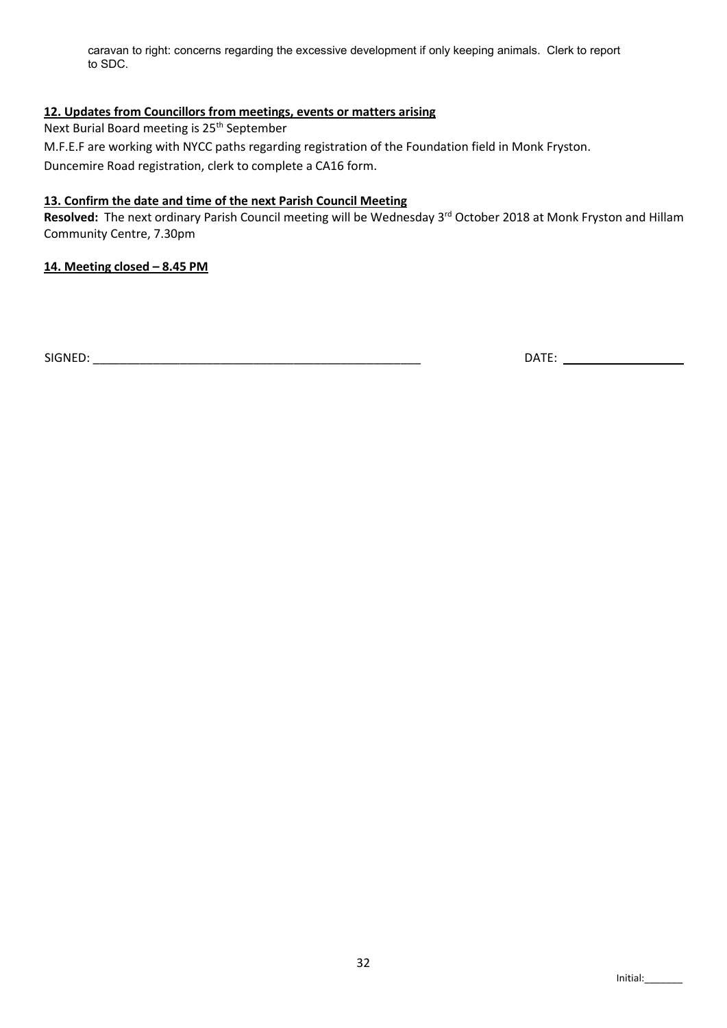caravan to right: concerns regarding the excessive development if only keeping animals. Clerk to report to SDC.

**12. Updates from Councillors from meetings, events or matters arising**

Next Burial Board meeting is 25th September

M.F.E.F are working with NYCC paths regarding registration of the Foundation field in Monk Fryston.

Duncemire Road registration, clerk to complete a CA16 form.

**13. Confirm the date and time of the next Parish Council Meeting**

**Resolved:** The next ordinary Parish Council meeting will be Wednesday 3rd October 2018 at Monk Fryston and Hillam Community Centre, 7.30pm

**14. Meeting closed – 8.45 PM**

SIGNED: ___________________________________________________ DATE: ___________________

Initial:_______